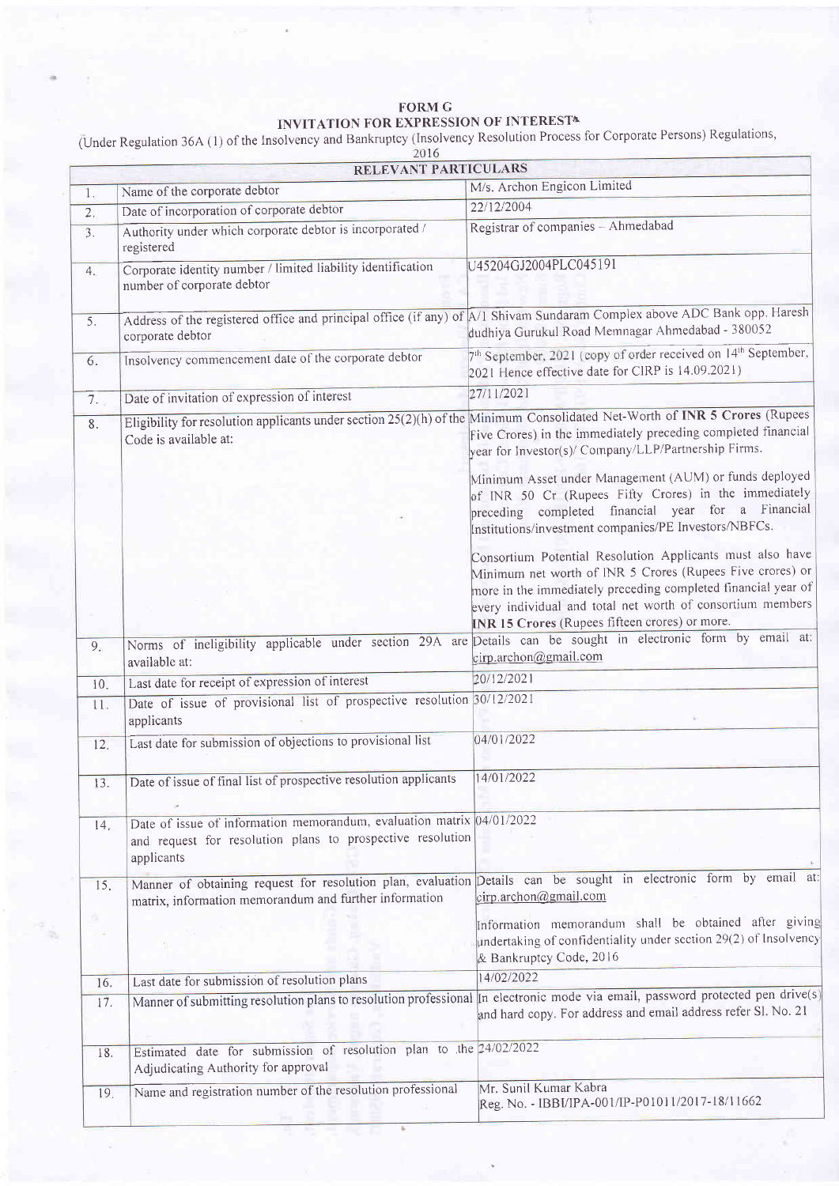# FORM G

## INVITATION FOR EXPRESSION OF INTEREST*

(Under Regulation 36A (1) of the Insolvency and Bankruptcy (Insolvency Resolution Process for Corporate Persons) Regulations, 2016

| RELEVANT PARTICULARS | | |
|---|---|---|
| 1. | Name of the corporate debtor | M/s. Archon Engicon Limited |
| 2. | Date of incorporation of corporate debtor | 22/12/2004 |
| 3. | Authority under which corporate debtor is incorporated / registered | Registrar of companies – Ahmedabad |
| 4. | Corporate identity number / limited liability identification number of corporate debtor | U45204GJ2004PLC045191 |
| 5. | Address of the registered office and principal office (if any) of corporate debtor | A/1 Shivam Sundaram Complex above ADC Bank opp. Haresh dudhiya Gurukul Road Memnagar Ahmedabad - 380052 |
| 6. | Insolvency commencement date of the corporate debtor | 7th September, 2021 (copy of order received on 14th September, 2021 Hence effective date for CIRP is 14.09.2021) |
| 7. | Date of invitation of expression of interest | 27/11/2021 |
| 8. | Eligibility for resolution applicants under section 25(2)(h) of the Code is available at: | Minimum Consolidated Net-Worth of **INR 5 Crores** (Rupees Five Crores) in the immediately preceding completed financial year for Investor(s)/ Company/LLP/Partnership Firms.<br><br>Minimum Asset under Management (AUM) or funds deployed of INR 50 Cr (Rupees Fifty Crores) in the immediately preceding completed financial year for a Financial Institutions/investment companies/PE Investors/NBFCs.<br><br>Consortium Potential Resolution Applicants must also have Minimum net worth of INR 5 Crores (Rupees Five crores) or more in the immediately preceding completed financial year of every individual and total net worth of consortium members **INR 15 Crores** (Rupees fifteen crores) or more. |
| 9. | Norms of ineligibility applicable under section 29A are available at: | Details can be sought in electronic form by email at: cirp.archon@gmail.com |
| 10. | Last date for receipt of expression of interest | 20/12/2021 |
| 11. | Date of issue of provisional list of prospective resolution applicants | 30/12/2021 |
| 12. | Last date for submission of objections to provisional list | 04/01/2022 |
| 13. | Date of issue of final list of prospective resolution applicants | 14/01/2022 |
| 14. | Date of issue of information memorandum, evaluation matrix and request for resolution plans to prospective resolution applicants | 04/01/2022 |
| 15. | Manner of obtaining request for resolution plan, evaluation matrix, information memorandum and further information | Details can be sought in electronic form by email at: cirp.archon@gmail.com<br><br>Information memorandum shall be obtained after giving undertaking of confidentiality under section 29(2) of Insolvency & Bankruptcy Code, 2016 |
| 16. | Last date for submission of resolution plans | 14/02/2022 |
| 17. | Manner of submitting resolution plans to resolution professional | In electronic mode via email, password protected pen drive(s) and hard copy. For address and email address refer Sl. No. 21 |
| 18. | Estimated date for submission of resolution plan to the Adjudicating Authority for approval | 24/02/2022 |
| 19. | Name and registration number of the resolution professional | Mr. Sunil Kumar Kabra<br>Reg. No. - IBBI/IPA-001/IP-P01011/2017-18/11662 |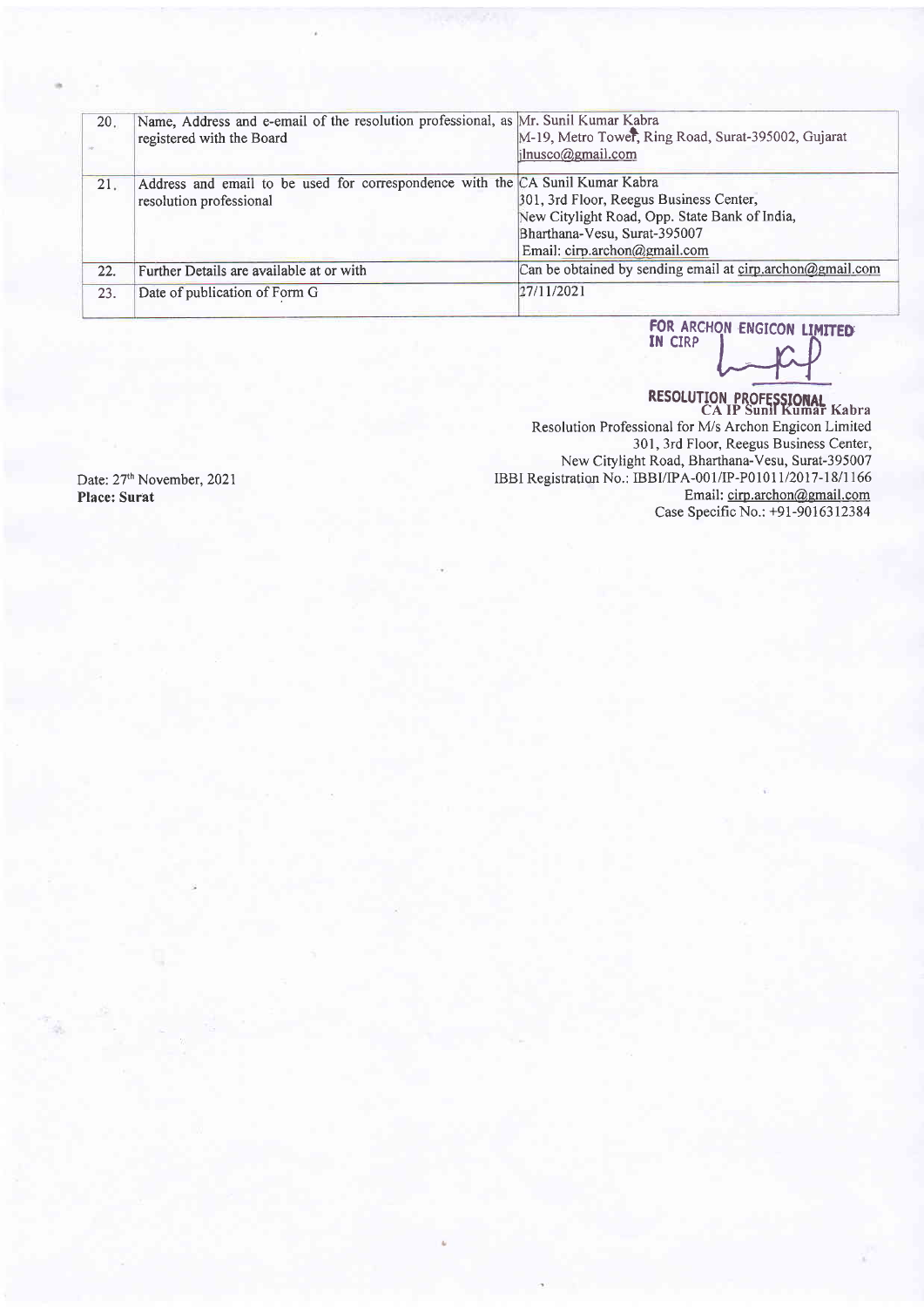| | | |
|---|---|---|
| 20. | Name, Address and e-email of the resolution professional, as registered with the Board | Mr. Sunil Kumar Kabra<br>M-19, Metro Tower, Ring Road, Surat-395002, Gujarat<br>ilnusco@gmail.com |
| 21. | Address and email to be used for correspondence with the resolution professional | CA Sunil Kumar Kabra<br>301, 3rd Floor, Reegus Business Center,<br>New Citylight Road, Opp. State Bank of India,<br>Bharthana-Vesu, Surat-395007<br>Email: cirp.archon@gmail.com |
| 22. | Further Details are available at or with | Can be obtained by sending email at cirp.archon@gmail.com |
| 23. | Date of publication of Form G | 27/11/2021 |

FOR ARCHON ENGICON LIMITED
IN CIRP

RESOLUTION PROFESSIONAL
CA IP Sunil Kumar Kabra
Resolution Professional for M/s Archon Engicon Limited
301, 3rd Floor, Reegus Business Center,
New Citylight Road, Bharthana-Vesu, Surat-395007
IBBI Registration No.: IBBI/IPA-001/IP-P01011/2017-18/1166
Email: cirp.archon@gmail.com
Case Specific No.: +91-9016312384

Date: 27th November, 2021
**Place: Surat**